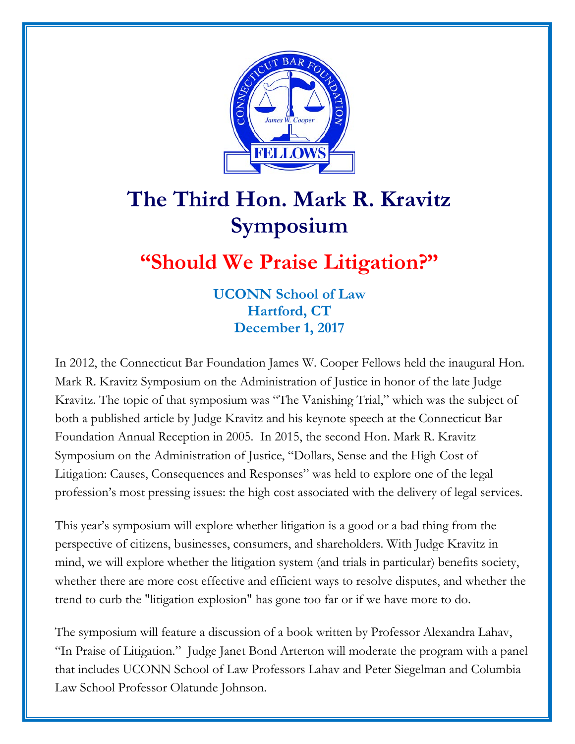# The Third Hon. Mark R. Kravitz Symposium

## "Should We Praise Litigation?"

**UCONN School of Law**
**Hartford, CT**
**December 1, 2017**

In 2012, the Connecticut Bar Foundation James W. Cooper Fellows held the inaugural Hon. Mark R. Kravitz Symposium on the Administration of Justice in honor of the late Judge Kravitz. The topic of that symposium was "The Vanishing Trial," which was the subject of both a published article by Judge Kravitz and his keynote speech at the Connecticut Bar Foundation Annual Reception in 2005. In 2015, the second Hon. Mark R. Kravitz Symposium on the Administration of Justice, "Dollars, Sense and the High Cost of Litigation: Causes, Consequences and Responses" was held to explore one of the legal profession's most pressing issues: the high cost associated with the delivery of legal services.

This year's symposium will explore whether litigation is a good or a bad thing from the perspective of citizens, businesses, consumers, and shareholders. With Judge Kravitz in mind, we will explore whether the litigation system (and trials in particular) benefits society, whether there are more cost effective and efficient ways to resolve disputes, and whether the trend to curb the "litigation explosion" has gone too far or if we have more to do.

The symposium will feature a discussion of a book written by Professor Alexandra Lahav, "In Praise of Litigation." Judge Janet Bond Arterton will moderate the program with a panel that includes UCONN School of Law Professors Lahav and Peter Siegelman and Columbia Law School Professor Olatunde Johnson.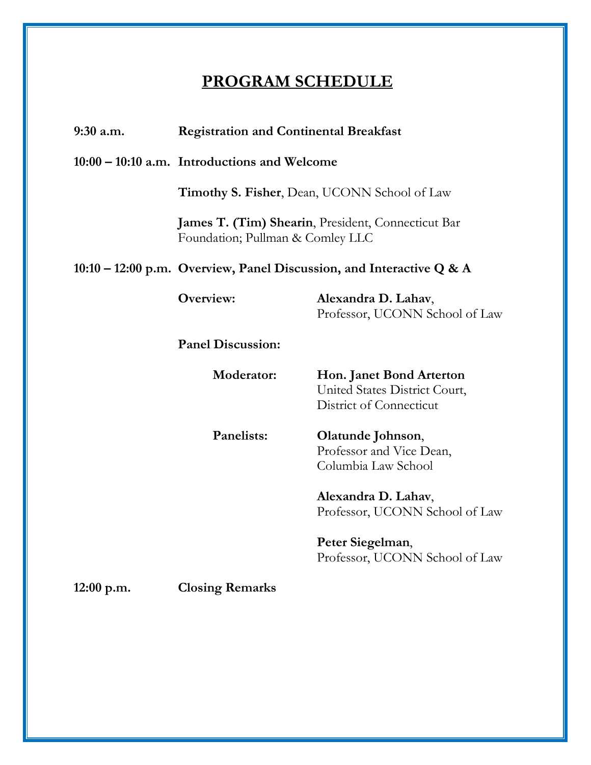# PROGRAM SCHEDULE

**9:30 a.m.** **Registration and Continental Breakfast**

**10:00 – 10:10 a.m.** **Introductions and Welcome**

**Timothy S. Fisher**, Dean, UCONN School of Law

**James T. (Tim) Shearin**, President, Connecticut Bar Foundation; Pullman & Comley LLC

**10:10 – 12:00 p.m.** **Overview, Panel Discussion, and Interactive Q & A**

**Overview:** **Alexandra D. Lahav**, Professor, UCONN School of Law

**Panel Discussion:**

**Moderator:** **Hon. Janet Bond Arterton**
United States District Court,
District of Connecticut

**Panelists:**

**Olatunde Johnson**,
Professor and Vice Dean,
Columbia Law School

**Alexandra D. Lahav**,
Professor, UCONN School of Law

**Peter Siegelman**,
Professor, UCONN School of Law

**12:00 p.m.** **Closing Remarks**